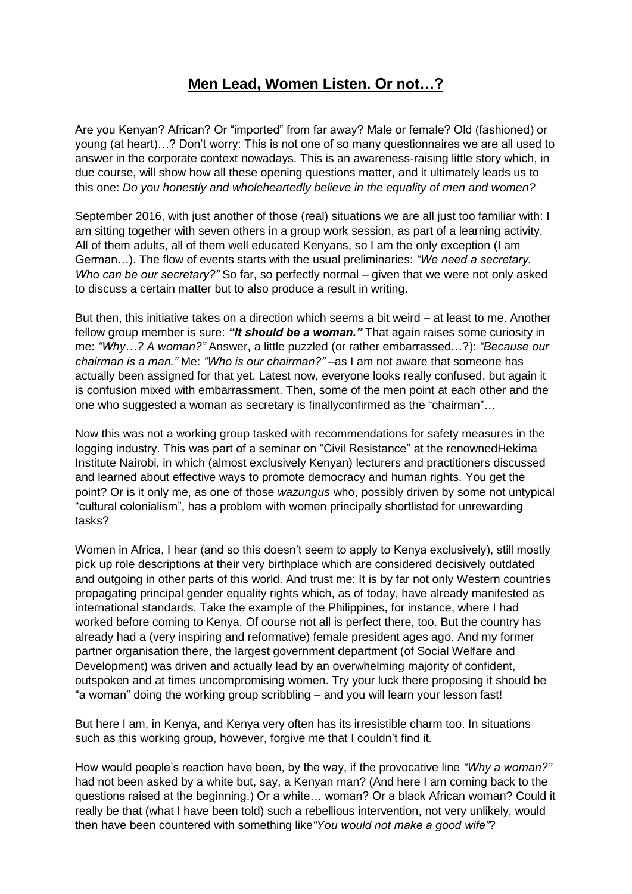# **Men Lead, Women Listen. Or not…?**

Are you Kenyan? African? Or "imported" from far away? Male or female? Old (fashioned) or young (at heart)…? Don't worry: This is not one of so many questionnaires we are all used to answer in the corporate context nowadays. This is an awareness-raising little story which, in due course, will show how all these opening questions matter, and it ultimately leads us to this one: *Do you honestly and wholeheartedly believe in the equality of men and women?*

September 2016, with just another of those (real) situations we are all just too familiar with: I am sitting together with seven others in a group work session, as part of a learning activity. All of them adults, all of them well educated Kenyans, so I am the only exception (I am German…). The flow of events starts with the usual preliminaries: *"We need a secretary. Who can be our secretary?"* So far, so perfectly normal – given that we were not only asked to discuss a certain matter but to also produce a result in writing.

But then, this initiative takes on a direction which seems a bit weird – at least to me. Another fellow group member is sure: ***"It should be a woman."*** That again raises some curiosity in me: *"Why…? A woman?"* Answer, a little puzzled (or rather embarrassed…?): *"Because our chairman is a man."* Me: *"Who is our chairman?"* –as I am not aware that someone has actually been assigned for that yet. Latest now, everyone looks really confused, but again it is confusion mixed with embarrassment. Then, some of the men point at each other and the one who suggested a woman as secretary is finallyconfirmed as the "chairman"…

Now this was not a working group tasked with recommendations for safety measures in the logging industry. This was part of a seminar on "Civil Resistance" at the renownedHekima Institute Nairobi, in which (almost exclusively Kenyan) lecturers and practitioners discussed and learned about effective ways to promote democracy and human rights. You get the point? Or is it only me, as one of those *wazungus* who, possibly driven by some not untypical "cultural colonialism", has a problem with women principally shortlisted for unrewarding tasks?

Women in Africa, I hear (and so this doesn't seem to apply to Kenya exclusively), still mostly pick up role descriptions at their very birthplace which are considered decisively outdated and outgoing in other parts of this world. And trust me: It is by far not only Western countries propagating principal gender equality rights which, as of today, have already manifested as international standards. Take the example of the Philippines, for instance, where I had worked before coming to Kenya. Of course not all is perfect there, too. But the country has already had a (very inspiring and reformative) female president ages ago. And my former partner organisation there, the largest government department (of Social Welfare and Development) was driven and actually lead by an overwhelming majority of confident, outspoken and at times uncompromising women. Try your luck there proposing it should be "a woman" doing the working group scribbling – and you will learn your lesson fast!

But here I am, in Kenya, and Kenya very often has its irresistible charm too. In situations such as this working group, however, forgive me that I couldn't find it.

How would people's reaction have been, by the way, if the provocative line *"Why a woman?"* had not been asked by a white but, say, a Kenyan man? (And here I am coming back to the questions raised at the beginning.) Or a white… woman? Or a black African woman? Could it really be that (what I have been told) such a rebellious intervention, not very unlikely, would then have been countered with something like*"You would not make a good wife"*?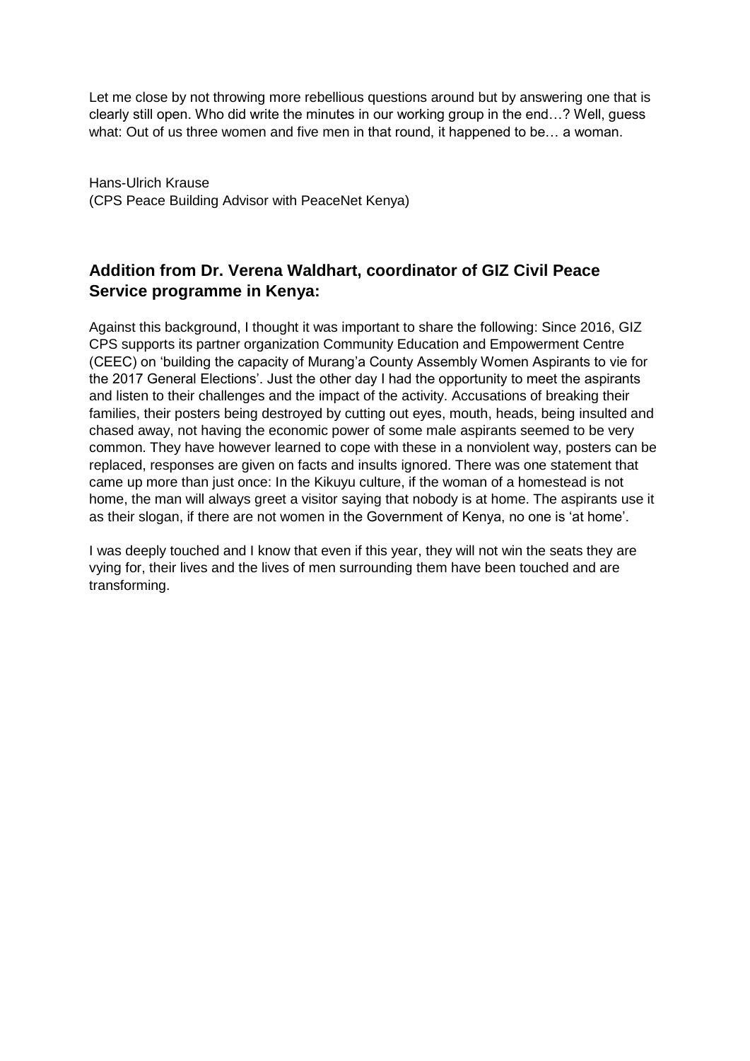Let me close by not throwing more rebellious questions around but by answering one that is clearly still open. Who did write the minutes in our working group in the end…? Well, guess what: Out of us three women and five men in that round, it happened to be… a woman.

Hans-Ulrich Krause
(CPS Peace Building Advisor with PeaceNet Kenya)

## Addition from Dr. Verena Waldhart, coordinator of GIZ Civil Peace Service programme in Kenya:

Against this background, I thought it was important to share the following: Since 2016, GIZ CPS supports its partner organization Community Education and Empowerment Centre (CEEC) on 'building the capacity of Murang'a County Assembly Women Aspirants to vie for the 2017 General Elections'. Just the other day I had the opportunity to meet the aspirants and listen to their challenges and the impact of the activity. Accusations of breaking their families, their posters being destroyed by cutting out eyes, mouth, heads, being insulted and chased away, not having the economic power of some male aspirants seemed to be very common. They have however learned to cope with these in a nonviolent way, posters can be replaced, responses are given on facts and insults ignored. There was one statement that came up more than just once: In the Kikuyu culture, if the woman of a homestead is not home, the man will always greet a visitor saying that nobody is at home. The aspirants use it as their slogan, if there are not women in the Government of Kenya, no one is 'at home'.

I was deeply touched and I know that even if this year, they will not win the seats they are vying for, their lives and the lives of men surrounding them have been touched and are transforming.